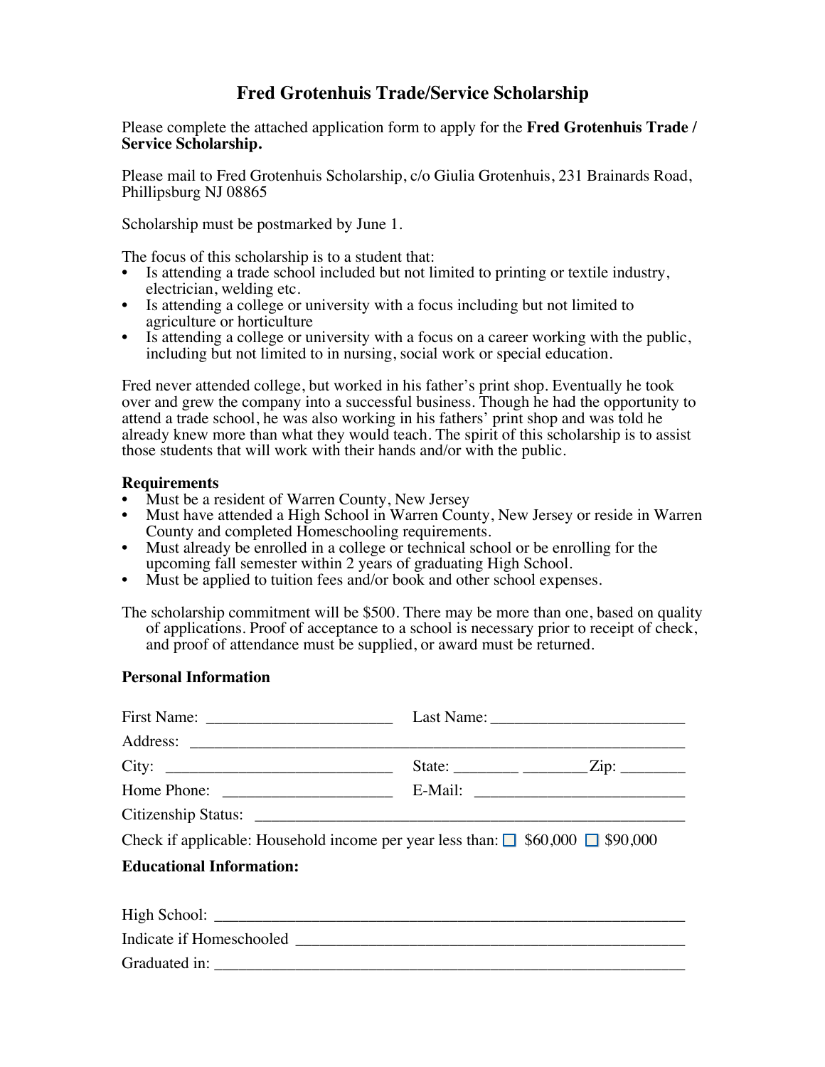# Fred Grotenhuis Trade/Service Scholarship

Please complete the attached application form to apply for the **Fred Grotenhuis Trade / Service Scholarship.**

Please mail to Fred Grotenhuis Scholarship, c/o Giulia Grotenhuis, 231 Brainards Road, Phillipsburg NJ 08865

Scholarship must be postmarked by June 1.

The focus of this scholarship is to a student that:

- Is attending a trade school included but not limited to printing or textile industry, electrician, welding etc.
- Is attending a college or university with a focus including but not limited to agriculture or horticulture
- Is attending a college or university with a focus on a career working with the public, including but not limited to in nursing, social work or special education.

Fred never attended college, but worked in his father's print shop. Eventually he took over and grew the company into a successful business. Though he had the opportunity to attend a trade school, he was also working in his fathers' print shop and was told he already knew more than what they would teach. The spirit of this scholarship is to assist those students that will work with their hands and/or with the public.

### Requirements

- Must be a resident of Warren County, New Jersey
- Must have attended a High School in Warren County, New Jersey or reside in Warren County and completed Homeschooling requirements.
- Must already be enrolled in a college or technical school or be enrolling for the upcoming fall semester within 2 years of graduating High School.
- Must be applied to tuition fees and/or book and other school expenses.

The scholarship commitment will be $500. There may be more than one, based on quality of applications. Proof of acceptance to a school is necessary prior to receipt of check, and proof of attendance must be supplied, or award must be returned.

### Personal Information

First Name: ______________________ Last Name: ______________________

Address: ________________________________________________________

City: __________________________ State: ________ ________Zip: ________

Home Phone: ____________________ E-Mail: _________________________

Citizenship Status: ________________________________________________

Check if applicable: Household income per year less than: ☐ $60,000 ☐ $90,000

### Educational Information:

High School: _____________________________________________________

Indicate if Homeschooled ___________________________________________

Graduated in: ____________________________________________________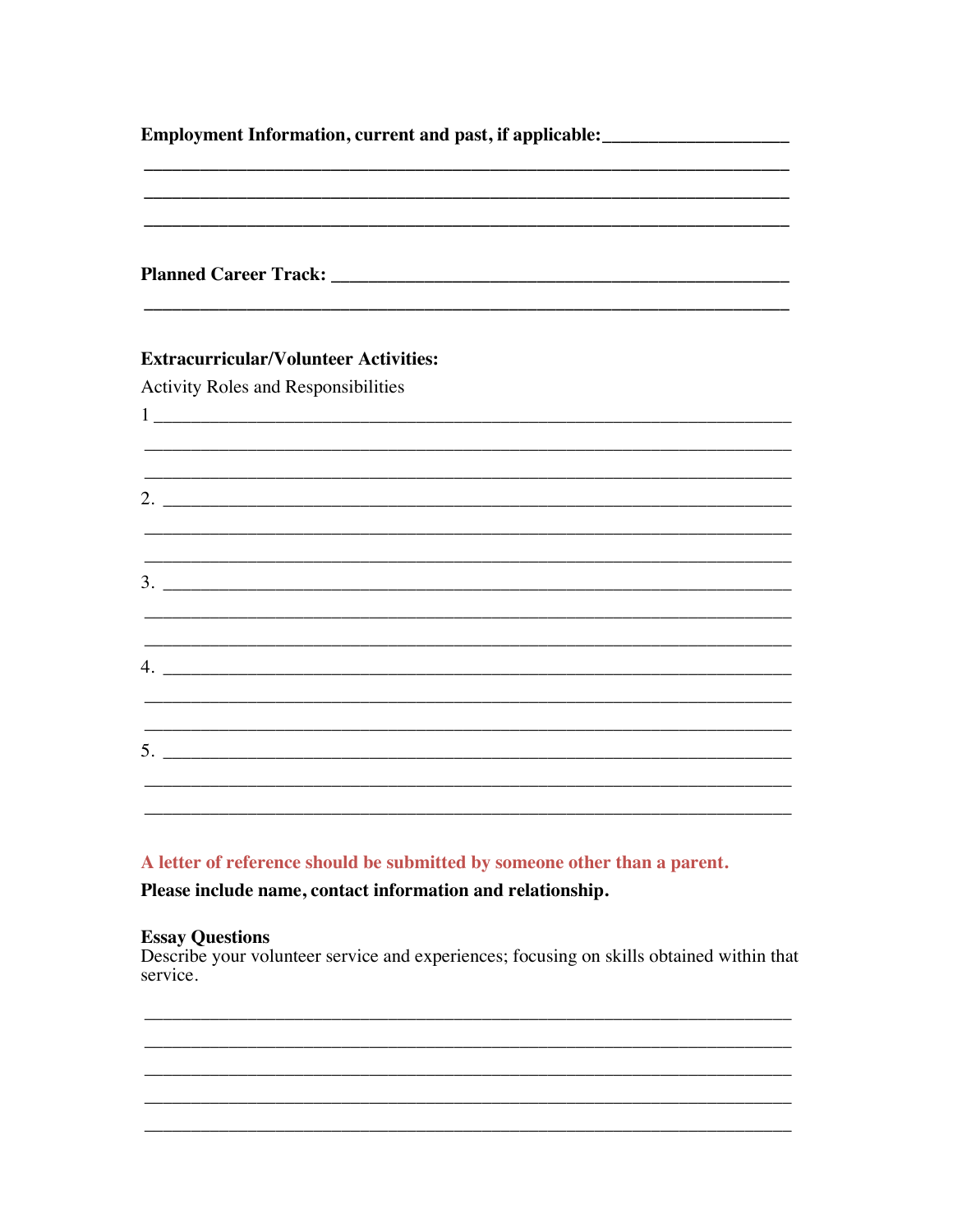**Employment Information, current and past, if applicable:**___________________

________________________________________________________________________

________________________________________________________________________

________________________________________________________________________

**Planned Career Track:** ______________________________________________

________________________________________________________________________

**Extracurricular/Volunteer Activities:**

Activity Roles and Responsibilities

1 ______________________________________________________________________

________________________________________________________________________

________________________________________________________________________

2. _____________________________________________________________________

________________________________________________________________________

________________________________________________________________________

3. _____________________________________________________________________

________________________________________________________________________

________________________________________________________________________

4. _____________________________________________________________________

________________________________________________________________________

________________________________________________________________________

5. _____________________________________________________________________

________________________________________________________________________

________________________________________________________________________

**A letter of reference should be submitted by someone other than a parent.**

**Please include name, contact information and relationship.**

**Essay Questions**

Describe your volunteer service and experiences; focusing on skills obtained within that service.

________________________________________________________________________

________________________________________________________________________

________________________________________________________________________

________________________________________________________________________

________________________________________________________________________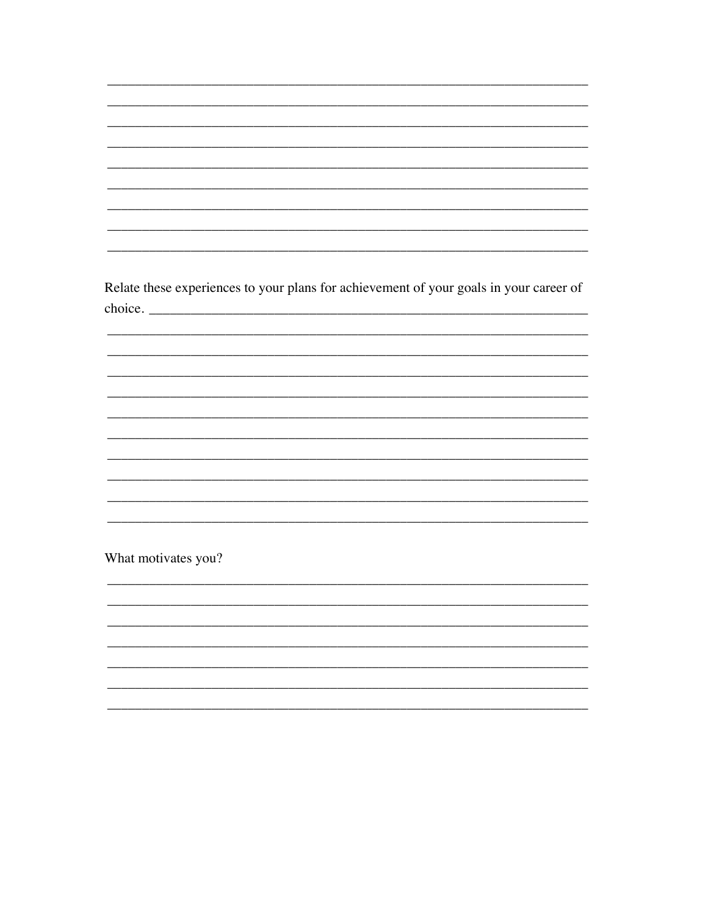______________________________________________________________________
______________________________________________________________________
______________________________________________________________________
______________________________________________________________________
______________________________________________________________________
______________________________________________________________________
______________________________________________________________________
______________________________________________________________________
______________________________________________________________________

Relate these experiences to your plans for achievement of your goals in your career of choice. ______________________________________________________________

______________________________________________________________________
______________________________________________________________________
______________________________________________________________________
______________________________________________________________________
______________________________________________________________________
______________________________________________________________________
______________________________________________________________________
______________________________________________________________________
______________________________________________________________________
______________________________________________________________________

What motivates you?

______________________________________________________________________
______________________________________________________________________
______________________________________________________________________
______________________________________________________________________
______________________________________________________________________
______________________________________________________________________
______________________________________________________________________